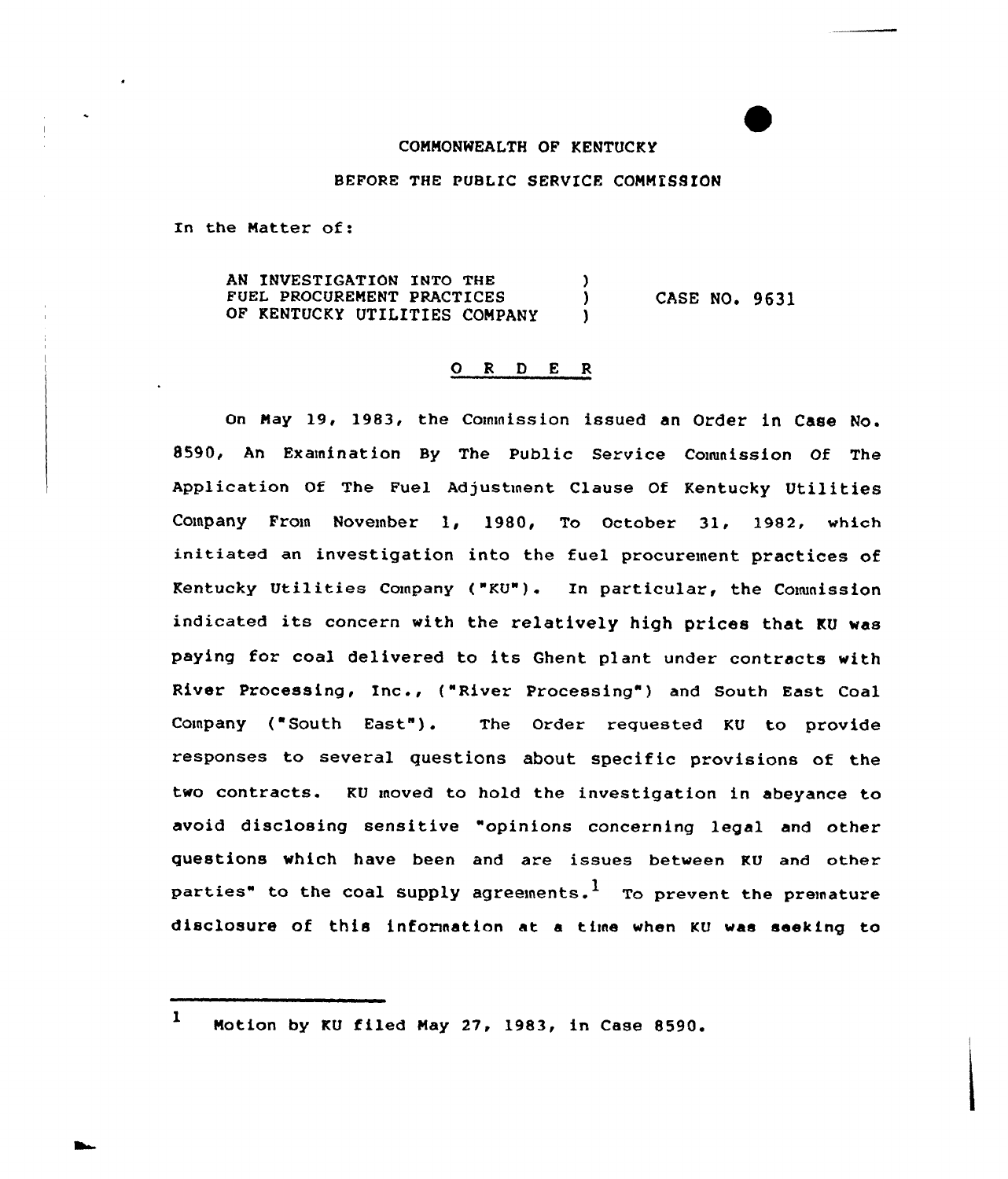COMMONWEALTH OF KENTUCKY

BEFORE THE PUBLIC SERVICE COMMISSION

In the Matter of:

AN INVESTIGATION INTO THE FUEL PROCUREMENT PRACTICES OF KENTUCKY UTILITIES COMPANY ) CASE NO. 9631

## O R D E R

On May 19, 1983, the Commission issued an Order in Case No. 8590, An Examination By The Public Service Commission Of The Application Of The Fuel Adjustment Clause Of Kentucky Utilities Company From November 1, 1980, To October 31, 1982, which initiated an investigation into the fuel procurement practices of Kentucky Utilities Company ("KU"). In particular, the Commission indicated its concern with the relatively high prices that KU was paying for coal delivered to its Ghent plant under contracts with River Processing, Inc., ("River Processing") and South East Coal Company ("South East"). The Order requested KU to provide responses to several questions about specific provisions of the two contracts. KU moved to hold the investigation in abeyance to avoid disclosing sensitive "opinions concerning legal and other questions which have been and are issues between KU and other parties" to the coal supply agreements.[1] To prevent the premature disclosure of this information at a time when KU was seeking to

[1] Motion by KU filed May 27, 1983, in Case 8590.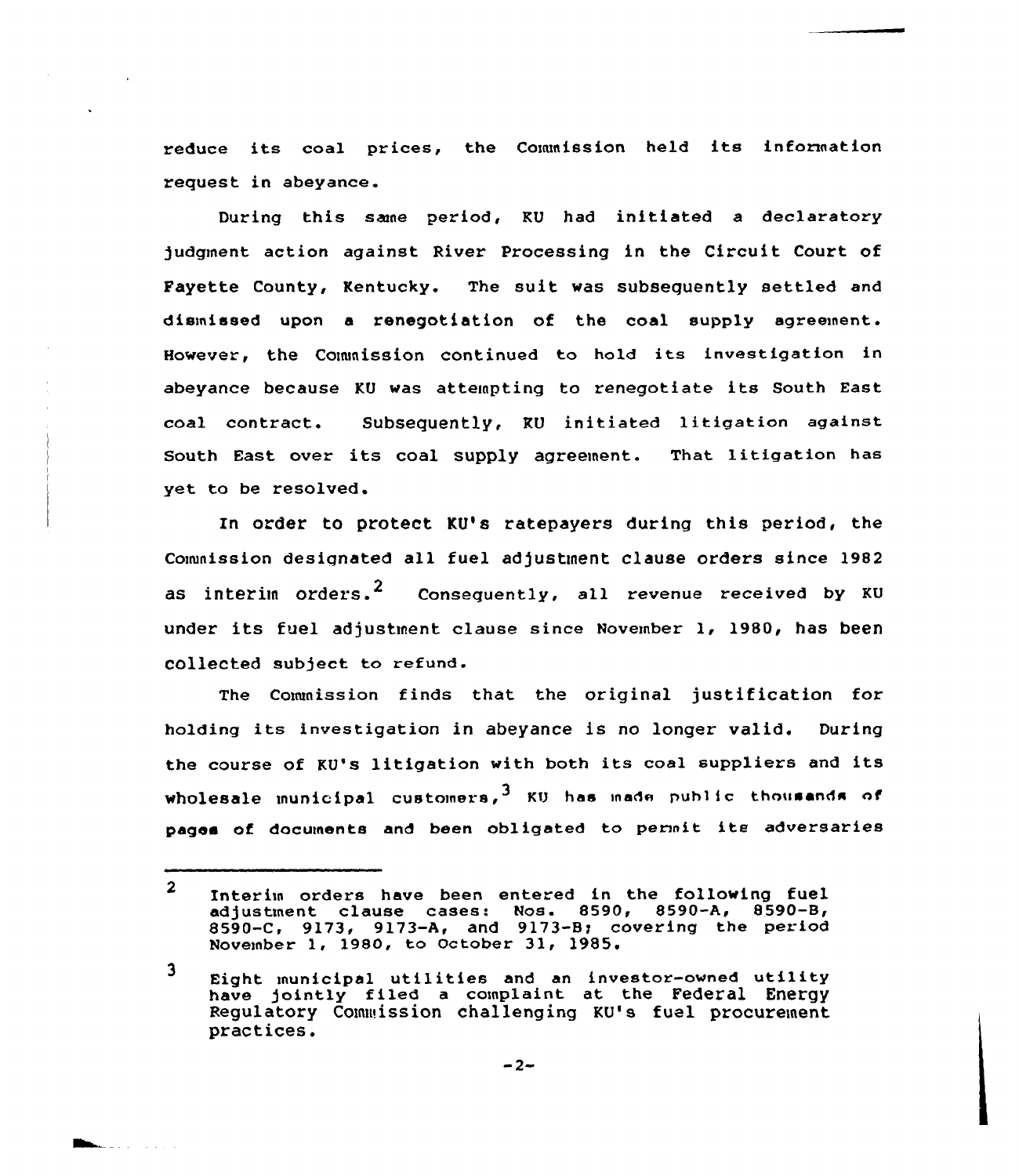reduce its coal prices, the Commission held its information request in abeyance.

During this same period, KU had initiated a declaratory judgment action against River Processing in the Circuit Court of Fayette County, Kentucky. The suit was subsequently settled and dismissed upon a renegotiation of the coal supply agreement. However, the Commission continued to hold its investigation in abeyance because KU was attempting to renegotiate its South East coal contract. Subsequently, KU initiated litigation against South East over its coal supply agreement. That litigation has yet to be resolved.

In order to protect KU's ratepayers during this period, the Commission designated all fuel adjustment clause orders since 1982 as interim orders.[2] Consequently, all revenue received by KU under its fuel adjustment clause since November 1, 1980, has been collected subject to refund.

The Commission finds that the original justification for holding its investigation in abeyance is no longer valid. During the course of KU's litigation with both its coal suppliers and its wholesale municipal customers,[3] KU has made public thousands of pages of documents and been obligated to permit its adversaries

---

[2] Interim orders have been entered in the following fuel adjustment clause cases: Nos. 8590, 8590-A, 8590-B, 8590-C, 9173, 9173-A, and 9173-B; covering the period November 1, 1980, to October 31, 1985.

[3] Eight municipal utilities and an investor-owned utility have jointly filed a complaint at the Federal Energy Regulatory Commission challenging KU's fuel procurement practices.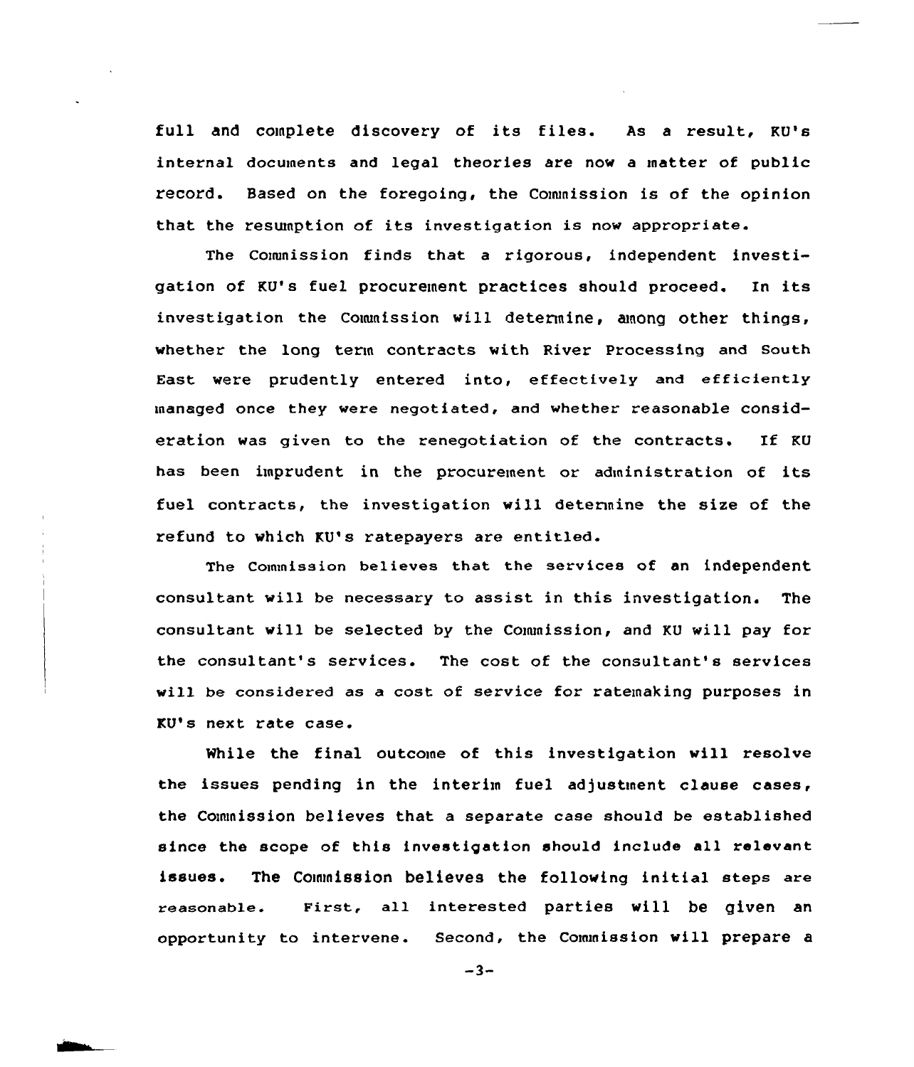full and complete discovery of its files. As a result, KU's internal documents and legal theories are now a matter of public record. Based on the foregoing, the Commission is of the opinion that the resumption of its investigation is now appropriate.

The Commission finds that a rigorous, independent investigation of KU's fuel procurement practices should proceed. In its investigation the Commission will determine, among other things, whether the long term contracts with River Processing and South East were prudently entered into, effectively and efficiently managed once they were negotiated, and whether reasonable consideration was given to the renegotiation of the contracts. If KU has been imprudent in the procurement or administration of its fuel contracts, the investigation will determine the size of the refund to which KU's ratepayers are entitled.

The Commission believes that the services of an independent consultant will be necessary to assist in this investigation. The consultant will be selected by the Commission, and KU will pay for the consultant's services. The cost of the consultant's services will be considered as a cost of service for ratemaking purposes in KU's next rate case.

While the final outcome of this investigation will resolve the issues pending in the interim fuel adjustment clause cases, the Commission believes that a separate case should be established since the scope of this investigation should include all relevant issues. The Commission believes the following initial steps are reasonable. First, all interested parties will be given an opportunity to intervene. Second, the Commission will prepare a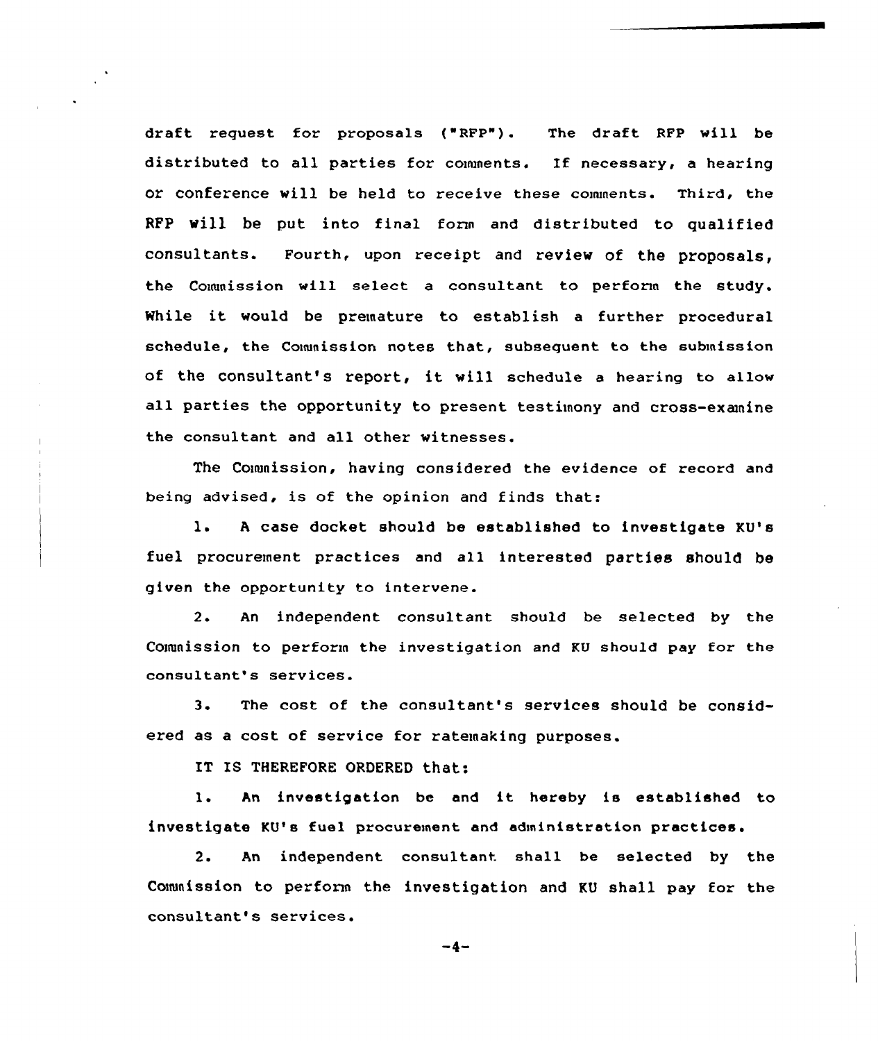draft request for proposals ("RFP"). The draft RFP will be distributed to all parties for comments. If necessary, a hearing or conference will be held to receive these comments. Third, the RFP will be put into final form and distributed to qualified consultants. Fourth, upon receipt and review of the proposals, the Commission will select a consultant to perform the study. While it would be premature to establish a further procedural schedule, the Commission notes that, subsequent to the submission of the consultant's report, it will schedule a hearing to allow all parties the opportunity to present testimony and cross-examine the consultant and all other witnesses.

The Commission, having considered the evidence of record and being advised, is of the opinion and finds that:

1. A case docket should be established to investigate KU's fuel procurement practices and all interested parties should be given the opportunity to intervene.

2. An independent consultant should be selected by the Commission to perform the investigation and KU should pay for the consultant's services.

3. The cost of the consultant's services should be considered as a cost of service for ratemaking purposes.

IT IS THEREFORE ORDERED that:

1. An investigation be and it hereby is established to investigate KU's fuel procurement and administration practices.

2. An independent consultant shall be selected by the Commission to perform the investigation and KU shall pay for the consultant's services.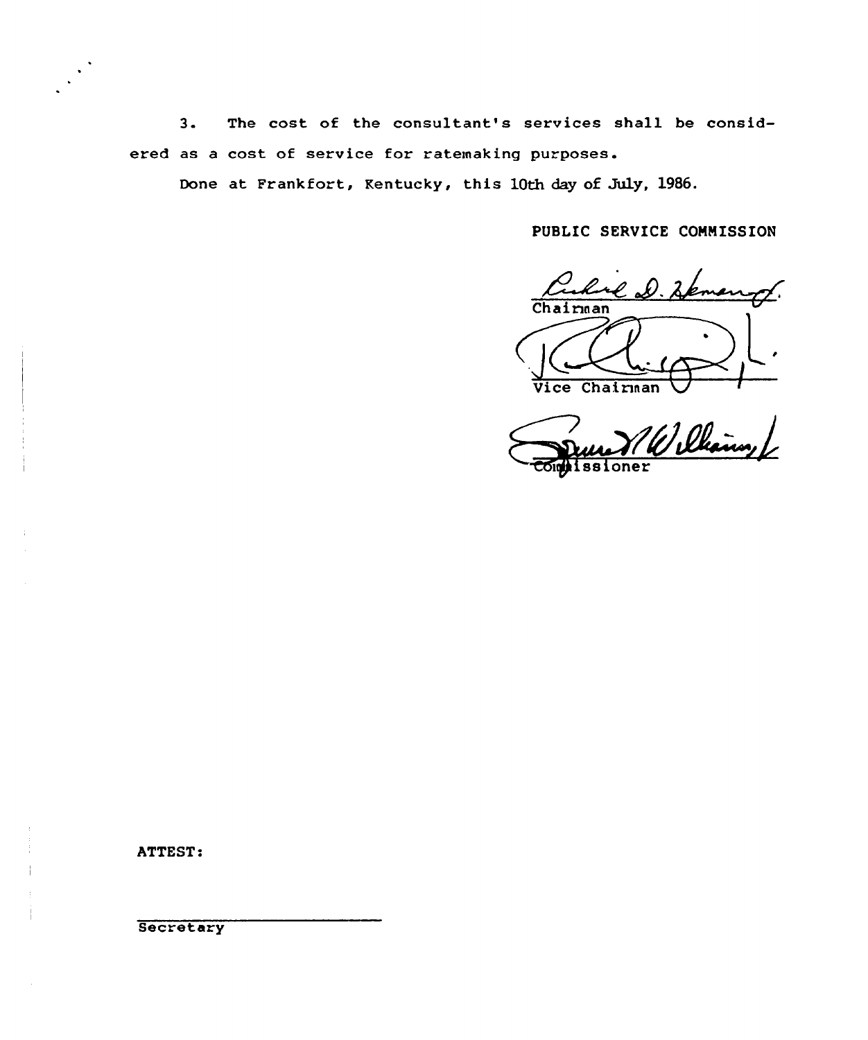3. The cost of the consultant's services shall be considered as a cost of service for ratemaking purposes.

Done at Frankfort, Kentucky, this 10th day of July, 1986.

PUBLIC SERVICE COMMISSION

Chairman

Vice Chairman

Commissioner

ATTEST:

Secretary